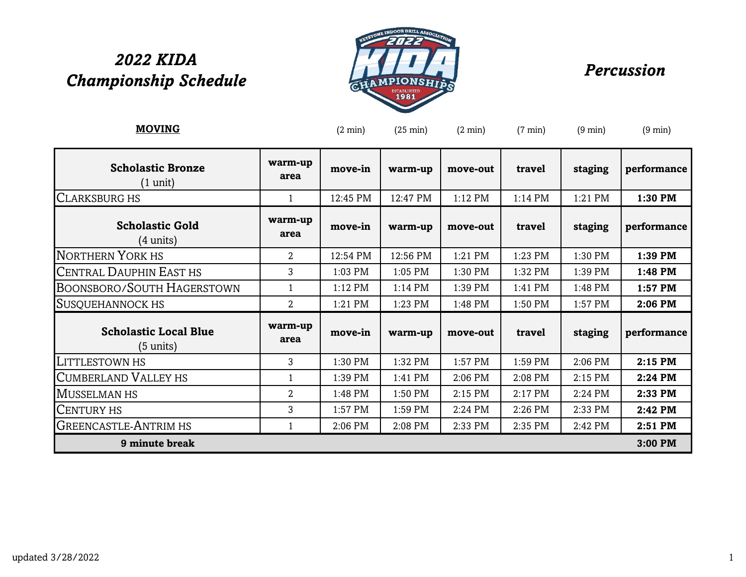# 2022 KIDA Championship Schedule

## Percussion

**MOVING**

| | | (2 min) | (25 min) | (2 min) | (7 min) | (9 min) | (9 min) |
|---|---|---|---|---|---|---|---|
| **Scholastic Bronze** (1 unit) | **warm-up area** | **move-in** | **warm-up** | **move-out** | **travel** | **staging** | **performance** |
| CLARKSBURG HS | 1 | 12:45 PM | 12:47 PM | 1:12 PM | 1:14 PM | 1:21 PM | **1:30 PM** |
| **Scholastic Gold** (4 units) | **warm-up area** | **move-in** | **warm-up** | **move-out** | **travel** | **staging** | **performance** |
| NORTHERN YORK HS | 2 | 12:54 PM | 12:56 PM | 1:21 PM | 1:23 PM | 1:30 PM | **1:39 PM** |
| CENTRAL DAUPHIN EAST HS | 3 | 1:03 PM | 1:05 PM | 1:30 PM | 1:32 PM | 1:39 PM | **1:48 PM** |
| BOONSBORO/SOUTH HAGERSTOWN | 1 | 1:12 PM | 1:14 PM | 1:39 PM | 1:41 PM | 1:48 PM | **1:57 PM** |
| SUSQUEHANNOCK HS | 2 | 1:21 PM | 1:23 PM | 1:48 PM | 1:50 PM | 1:57 PM | **2:06 PM** |
| **Scholastic Local Blue** (5 units) | **warm-up area** | **move-in** | **warm-up** | **move-out** | **travel** | **staging** | **performance** |
| LITTLESTOWN HS | 3 | 1:30 PM | 1:32 PM | 1:57 PM | 1:59 PM | 2:06 PM | **2:15 PM** |
| CUMBERLAND VALLEY HS | 1 | 1:39 PM | 1:41 PM | 2:06 PM | 2:08 PM | 2:15 PM | **2:24 PM** |
| MUSSELMAN HS | 2 | 1:48 PM | 1:50 PM | 2:15 PM | 2:17 PM | 2:24 PM | **2:33 PM** |
| CENTURY HS | 3 | 1:57 PM | 1:59 PM | 2:24 PM | 2:26 PM | 2:33 PM | **2:42 PM** |
| GREENCASTLE-ANTRIM HS | 1 | 2:06 PM | 2:08 PM | 2:33 PM | 2:35 PM | 2:42 PM | **2:51 PM** |
| **9 minute break** | | | | | | | **3:00 PM** |

updated 3/28/2022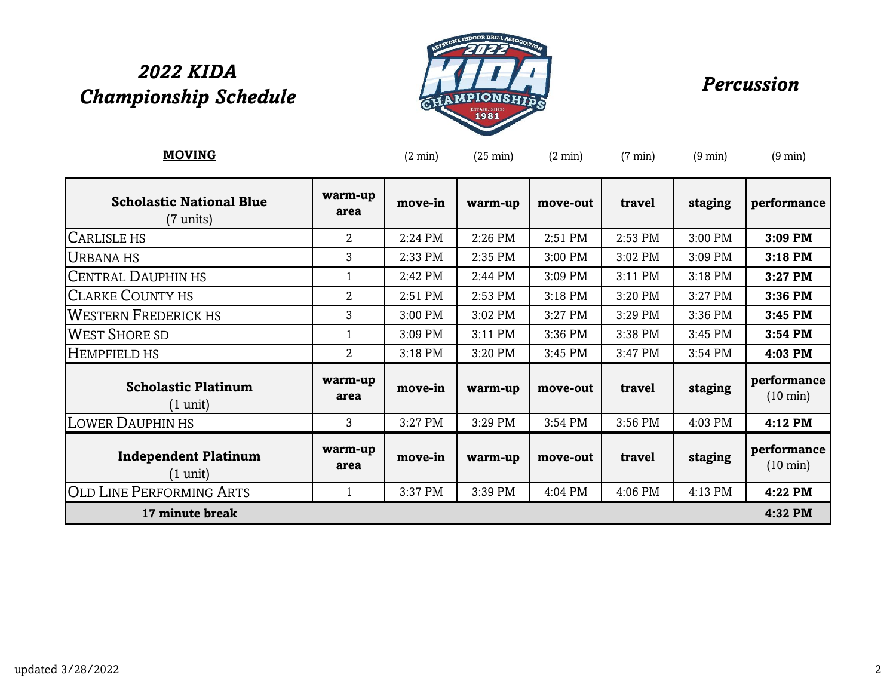# *2022 KIDA Championship Schedule*

## *Percussion*

**MOVING**

| | | (2 min) | (25 min) | (2 min) | (7 min) | (9 min) | (9 min) |
|---|---|---|---|---|---|---|---|
| **Scholastic National Blue** (7 units) | **warm-up area** | **move-in** | **warm-up** | **move-out** | **travel** | **staging** | **performance** |
| Carlisle HS | 2 | 2:24 PM | 2:26 PM | 2:51 PM | 2:53 PM | 3:00 PM | **3:09 PM** |
| Urbana HS | 3 | 2:33 PM | 2:35 PM | 3:00 PM | 3:02 PM | 3:09 PM | **3:18 PM** |
| Central Dauphin HS | 1 | 2:42 PM | 2:44 PM | 3:09 PM | 3:11 PM | 3:18 PM | **3:27 PM** |
| Clarke County HS | 2 | 2:51 PM | 2:53 PM | 3:18 PM | 3:20 PM | 3:27 PM | **3:36 PM** |
| Western Frederick HS | 3 | 3:00 PM | 3:02 PM | 3:27 PM | 3:29 PM | 3:36 PM | **3:45 PM** |
| West Shore SD | 1 | 3:09 PM | 3:11 PM | 3:36 PM | 3:38 PM | 3:45 PM | **3:54 PM** |
| Hempfield HS | 2 | 3:18 PM | 3:20 PM | 3:45 PM | 3:47 PM | 3:54 PM | **4:03 PM** |
| **Scholastic Platinum** (1 unit) | **warm-up area** | **move-in** | **warm-up** | **move-out** | **travel** | **staging** | **performance** (10 min) |
| Lower Dauphin HS | 3 | 3:27 PM | 3:29 PM | 3:54 PM | 3:56 PM | 4:03 PM | **4:12 PM** |
| **Independent Platinum** (1 unit) | **warm-up area** | **move-in** | **warm-up** | **move-out** | **travel** | **staging** | **performance** (10 min) |
| Old Line Performing Arts | 1 | 3:37 PM | 3:39 PM | 4:04 PM | 4:06 PM | 4:13 PM | **4:22 PM** |
| **17 minute break** | | | | | | | **4:32 PM** |

updated 3/28/2022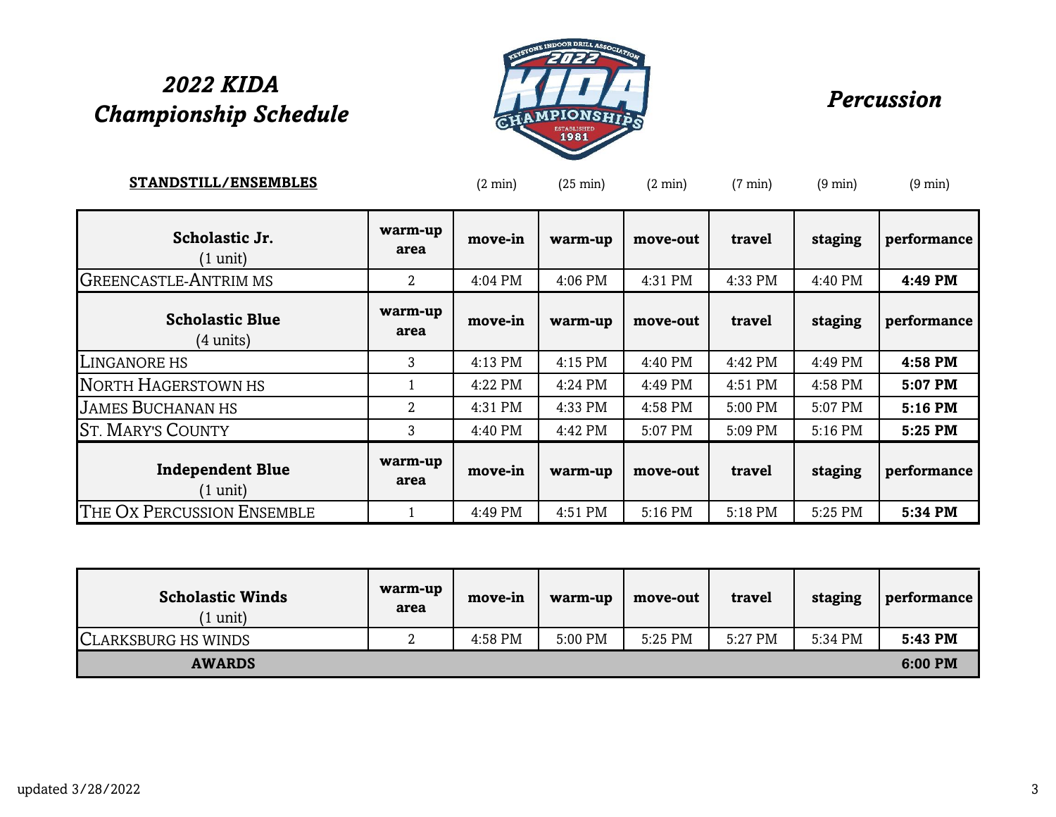# 2022 KIDA Championship Schedule

## Percussion

**STANDSTILL/ENSEMBLES**

| **Scholastic Jr.** (1 unit) | **warm-up area** | **move-in** (2 min) | **warm-up** (25 min) | **move-out** (2 min) | **travel** (7 min) | **staging** (9 min) | **performance** (9 min) |
|---|---|---|---|---|---|---|---|
| GREENCASTLE-ANTRIM MS | 2 | 4:04 PM | 4:06 PM | 4:31 PM | 4:33 PM | 4:40 PM | **4:49 PM** |
| **Scholastic Blue** (4 units) | **warm-up area** | **move-in** | **warm-up** | **move-out** | **travel** | **staging** | **performance** |
| LINGANORE HS | 3 | 4:13 PM | 4:15 PM | 4:40 PM | 4:42 PM | 4:49 PM | **4:58 PM** |
| NORTH HAGERSTOWN HS | 1 | 4:22 PM | 4:24 PM | 4:49 PM | 4:51 PM | 4:58 PM | **5:07 PM** |
| JAMES BUCHANAN HS | 2 | 4:31 PM | 4:33 PM | 4:58 PM | 5:00 PM | 5:07 PM | **5:16 PM** |
| ST. MARY'S COUNTY | 3 | 4:40 PM | 4:42 PM | 5:07 PM | 5:09 PM | 5:16 PM | **5:25 PM** |
| **Independent Blue** (1 unit) | **warm-up area** | **move-in** | **warm-up** | **move-out** | **travel** | **staging** | **performance** |
| THE OX PERCUSSION ENSEMBLE | 1 | 4:49 PM | 4:51 PM | 5:16 PM | 5:18 PM | 5:25 PM | **5:34 PM** |

| **Scholastic Winds** (1 unit) | **warm-up area** | **move-in** | **warm-up** | **move-out** | **travel** | **staging** | **performance** |
|---|---|---|---|---|---|---|---|
| CLARKSBURG HS WINDS | 2 | 4:58 PM | 5:00 PM | 5:25 PM | 5:27 PM | 5:34 PM | **5:43 PM** |
| **AWARDS** | | | | | | | **6:00 PM** |

updated 3/28/2022